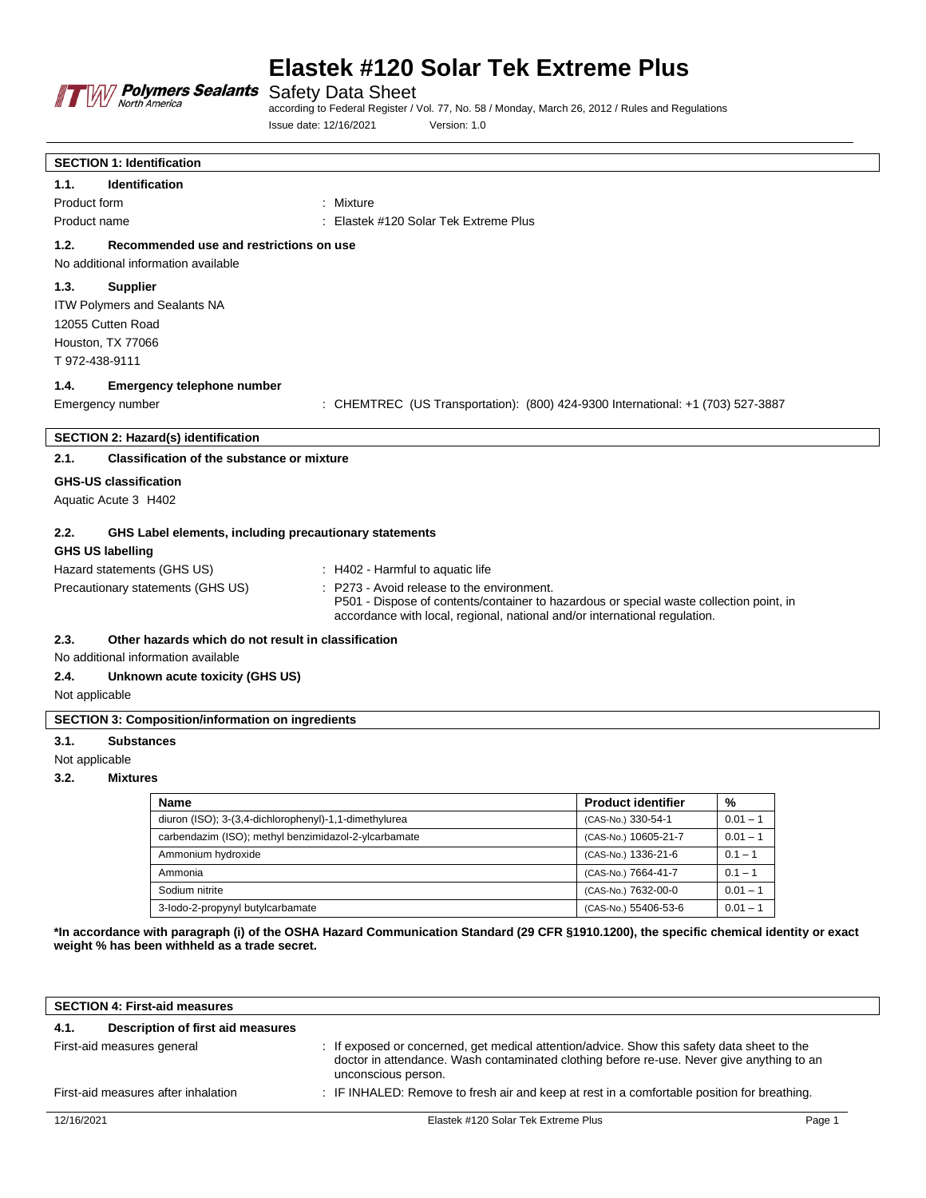# Elastek #120 Solar Tek Extreme Plus

Safety Data Sheet

according to Federal Register / Vol. 77, No. 58 / Monday, March 26, 2012 / Rules and Regulations

Issue date: 12/16/2021 Version: 1.0

## SECTION 1: Identification

### 1.1. Identification

Product form : Mixture

Product name : Elastek #120 Solar Tek Extreme Plus

### 1.2. Recommended use and restrictions on use

No additional information available

### 1.3. Supplier

ITW Polymers and Sealants NA
12055 Cutten Road
Houston, TX 77066
T 972-438-9111

### 1.4. Emergency telephone number

Emergency number : CHEMTREC (US Transportation): (800) 424-9300 International: +1 (703) 527-3887

## SECTION 2: Hazard(s) identification

### 2.1. Classification of the substance or mixture

**GHS-US classification**

Aquatic Acute 3 H402

### 2.2. GHS Label elements, including precautionary statements

**GHS US labelling**

Hazard statements (GHS US) : H402 - Harmful to aquatic life

Precautionary statements (GHS US) : P273 - Avoid release to the environment.
P501 - Dispose of contents/container to hazardous or special waste collection point, in accordance with local, regional, national and/or international regulation.

### 2.3. Other hazards which do not result in classification

No additional information available

### 2.4. Unknown acute toxicity (GHS US)

Not applicable

## SECTION 3: Composition/information on ingredients

### 3.1. Substances

Not applicable

### 3.2. Mixtures

| Name | Product identifier | % |
|---|---|---|
| diuron (ISO); 3-(3,4-dichlorophenyl)-1,1-dimethylurea | (CAS-No.) 330-54-1 | 0.01 – 1 |
| carbendazim (ISO); methyl benzimidazol-2-ylcarbamate | (CAS-No.) 10605-21-7 | 0.01 – 1 |
| Ammonium hydroxide | (CAS-No.) 1336-21-6 | 0.1 – 1 |
| Ammonia | (CAS-No.) 7664-41-7 | 0.1 – 1 |
| Sodium nitrite | (CAS-No.) 7632-00-0 | 0.01 – 1 |
| 3-Iodo-2-propynyl butylcarbamate | (CAS-No.) 55406-53-6 | 0.01 – 1 |

**\*In accordance with paragraph (i) of the OSHA Hazard Communication Standard (29 CFR §1910.1200), the specific chemical identity or exact weight % has been withheld as a trade secret.**

## SECTION 4: First-aid measures

### 4.1. Description of first aid measures

First-aid measures general : If exposed or concerned, get medical attention/advice. Show this safety data sheet to the doctor in attendance. Wash contaminated clothing before re-use. Never give anything to an unconscious person.

First-aid measures after inhalation : IF INHALED: Remove to fresh air and keep at rest in a comfortable position for breathing.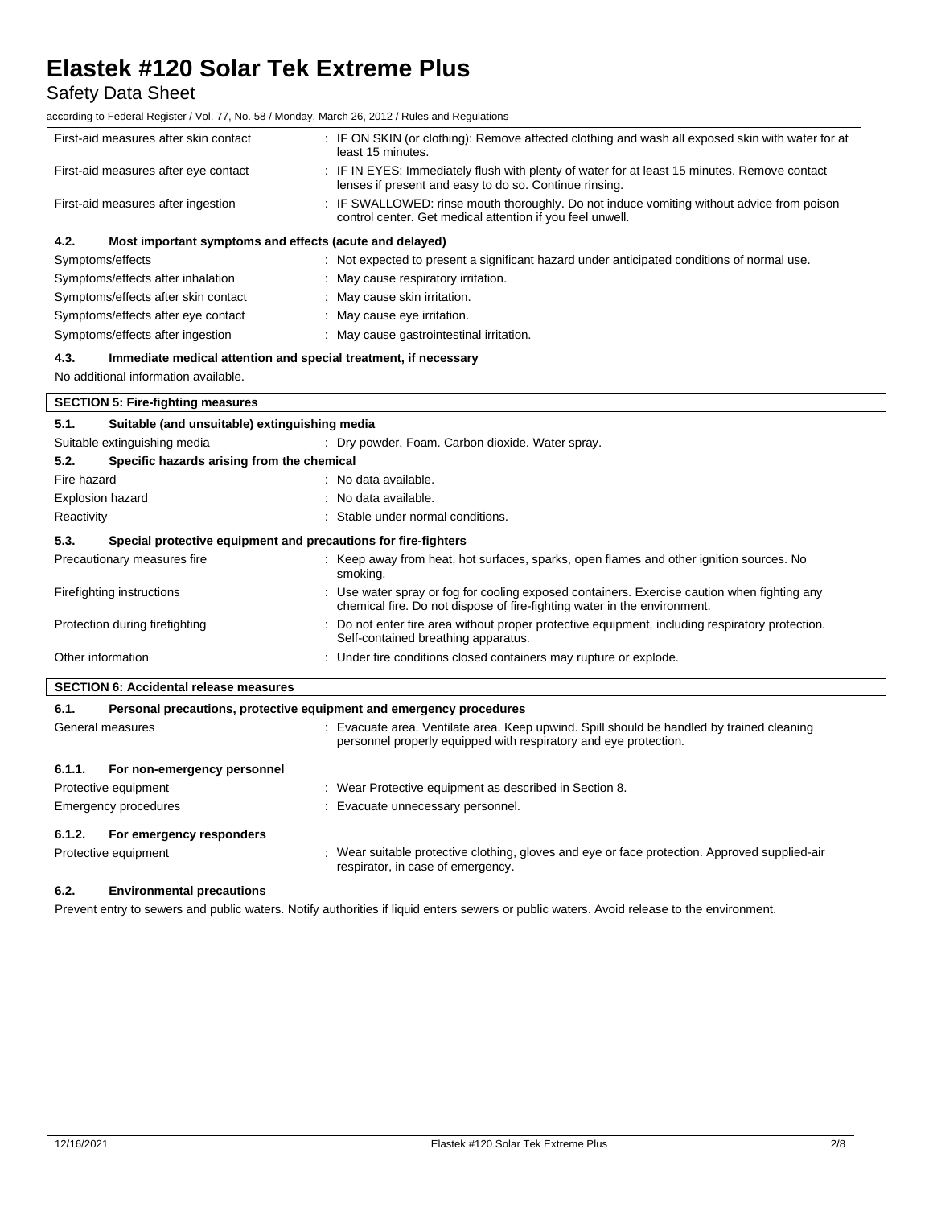| | |
|---|---|
| First-aid measures after skin contact | : IF ON SKIN (or clothing): Remove affected clothing and wash all exposed skin with water for at least 15 minutes. |
| First-aid measures after eye contact | : IF IN EYES: Immediately flush with plenty of water for at least 15 minutes. Remove contact lenses if present and easy to do so. Continue rinsing. |
| First-aid measures after ingestion | : IF SWALLOWED: rinse mouth thoroughly. Do not induce vomiting without advice from poison control center. Get medical attention if you feel unwell. |

### 4.2. Most important symptoms and effects (acute and delayed)

| | |
|---|---|
| Symptoms/effects | : Not expected to present a significant hazard under anticipated conditions of normal use. |
| Symptoms/effects after inhalation | : May cause respiratory irritation. |
| Symptoms/effects after skin contact | : May cause skin irritation. |
| Symptoms/effects after eye contact | : May cause eye irritation. |
| Symptoms/effects after ingestion | : May cause gastrointestinal irritation. |

### 4.3. Immediate medical attention and special treatment, if necessary

No additional information available.

## SECTION 5: Fire-fighting measures

### 5.1. Suitable (and unsuitable) extinguishing media

| | |
|---|---|
| Suitable extinguishing media | : Dry powder. Foam. Carbon dioxide. Water spray. |

### 5.2. Specific hazards arising from the chemical

| | |
|---|---|
| Fire hazard | : No data available. |
| Explosion hazard | : No data available. |
| Reactivity | : Stable under normal conditions. |

### 5.3. Special protective equipment and precautions for fire-fighters

| | |
|---|---|
| Precautionary measures fire | : Keep away from heat, hot surfaces, sparks, open flames and other ignition sources. No smoking. |
| Firefighting instructions | : Use water spray or fog for cooling exposed containers. Exercise caution when fighting any chemical fire. Do not dispose of fire-fighting water in the environment. |
| Protection during firefighting | : Do not enter fire area without proper protective equipment, including respiratory protection. Self-contained breathing apparatus. |
| Other information | : Under fire conditions closed containers may rupture or explode. |

## SECTION 6: Accidental release measures

### 6.1. Personal precautions, protective equipment and emergency procedures

| | |
|---|---|
| General measures | : Evacuate area. Ventilate area. Keep upwind. Spill should be handled by trained cleaning personnel properly equipped with respiratory and eye protection. |

#### 6.1.1. For non-emergency personnel

| | |
|---|---|
| Protective equipment | : Wear Protective equipment as described in Section 8. |
| Emergency procedures | : Evacuate unnecessary personnel. |

#### 6.1.2. For emergency responders

| | |
|---|---|
| Protective equipment | : Wear suitable protective clothing, gloves and eye or face protection. Approved supplied-air respirator, in case of emergency. |

### 6.2. Environmental precautions

Prevent entry to sewers and public waters. Notify authorities if liquid enters sewers or public waters. Avoid release to the environment.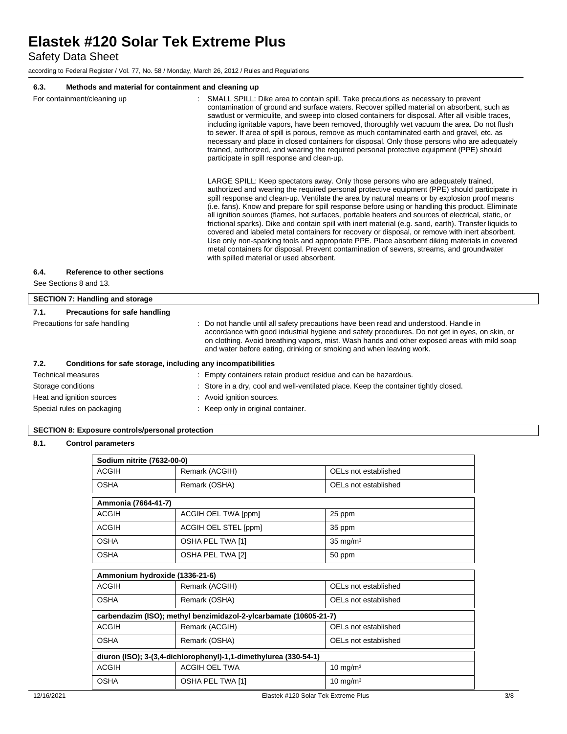### 6.3. Methods and material for containment and cleaning up

For containment/cleaning up : SMALL SPILL: Dike area to contain spill. Take precautions as necessary to prevent contamination of ground and surface waters. Recover spilled material on absorbent, such as sawdust or vermiculite, and sweep into closed containers for disposal. After all visible traces, including ignitable vapors, have been removed, thoroughly wet vacuum the area. Do not flush to sewer. If area of spill is porous, remove as much contaminated earth and gravel, etc. as necessary and place in closed containers for disposal. Only those persons who are adequately trained, authorized, and wearing the required personal protective equipment (PPE) should participate in spill response and clean-up.

LARGE SPILL: Keep spectators away. Only those persons who are adequately trained, authorized and wearing the required personal protective equipment (PPE) should participate in spill response and clean-up. Ventilate the area by natural means or by explosion proof means (i.e. fans). Know and prepare for spill response before using or handling this product. Eliminate all ignition sources (flames, hot surfaces, portable heaters and sources of electrical, static, or frictional sparks). Dike and contain spill with inert material (e.g. sand, earth). Transfer liquids to covered and labeled metal containers for recovery or disposal, or remove with inert absorbent. Use only non-sparking tools and appropriate PPE. Place absorbent diking materials in covered metal containers for disposal. Prevent contamination of sewers, streams, and groundwater with spilled material or used absorbent.

### 6.4. Reference to other sections

See Sections 8 and 13.

## SECTION 7: Handling and storage

### 7.1. Precautions for safe handling

Precautions for safe handling : Do not handle until all safety precautions have been read and understood. Handle in accordance with good industrial hygiene and safety procedures. Do not get in eyes, on skin, or on clothing. Avoid breathing vapors, mist. Wash hands and other exposed areas with mild soap and water before eating, drinking or smoking and when leaving work.

### 7.2. Conditions for safe storage, including any incompatibilities

Technical measures : Empty containers retain product residue and can be hazardous.

Storage conditions : Store in a dry, cool and well-ventilated place. Keep the container tightly closed.

Heat and ignition sources : Avoid ignition sources.

Special rules on packaging : Keep only in original container.

## SECTION 8: Exposure controls/personal protection

### 8.1. Control parameters

| Sodium nitrite (7632-00-0) | | |
|---|---|---|
| ACGIH | Remark (ACGIH) | OELs not established |
| OSHA | Remark (OSHA) | OELs not established |

| Ammonia (7664-41-7) | | |
|---|---|---|
| ACGIH | ACGIH OEL TWA [ppm] | 25 ppm |
| ACGIH | ACGIH OEL STEL [ppm] | 35 ppm |
| OSHA | OSHA PEL TWA [1] | 35 mg/m³ |
| OSHA | OSHA PEL TWA [2] | 50 ppm |

| Ammonium hydroxide (1336-21-6) | | |
|---|---|---|
| ACGIH | Remark (ACGIH) | OELs not established |
| OSHA | Remark (OSHA) | OELs not established |

| carbendazim (ISO); methyl benzimidazol-2-ylcarbamate (10605-21-7) | | |
|---|---|---|
| ACGIH | Remark (ACGIH) | OELs not established |
| OSHA | Remark (OSHA) | OELs not established |

| diuron (ISO); 3-(3,4-dichlorophenyl)-1,1-dimethylurea (330-54-1) | | |
|---|---|---|
| ACGIH | ACGIH OEL TWA | 10 mg/m³ |
| OSHA | OSHA PEL TWA [1] | 10 mg/m³ |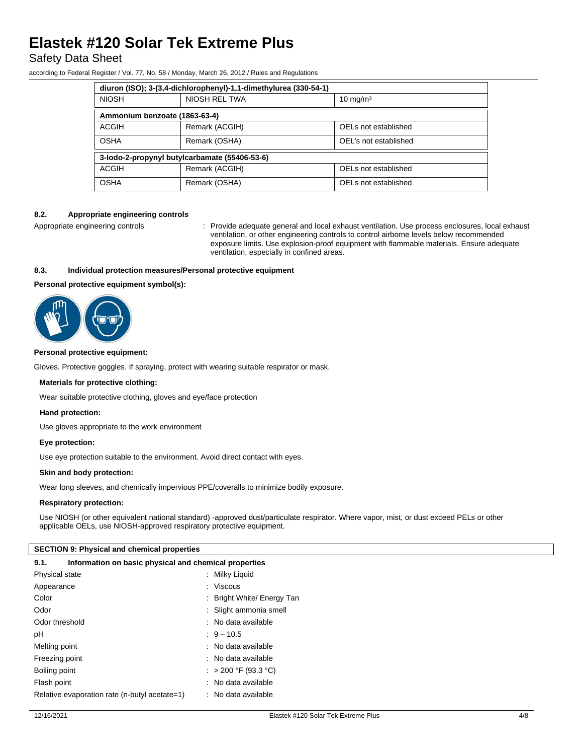| diuron (ISO); 3-(3,4-dichlorophenyl)-1,1-dimethylurea (330-54-1) | | |
|---|---|---|
| NIOSH | NIOSH REL TWA | 10 mg/m³ |
| **Ammonium benzoate (1863-63-4)** | | |
| ACGIH | Remark (ACGIH) | OELs not established |
| OSHA | Remark (OSHA) | OEL's not established |
| **3-Iodo-2-propynyl butylcarbamate (55406-53-6)** | | |
| ACGIH | Remark (ACGIH) | OELs not established |
| OSHA | Remark (OSHA) | OELs not established |

### 8.2. Appropriate engineering controls

Appropriate engineering controls : Provide adequate general and local exhaust ventilation. Use process enclosures, local exhaust ventilation, or other engineering controls to control airborne levels below recommended exposure limits. Use explosion-proof equipment with flammable materials. Ensure adequate ventilation, especially in confined areas.

### 8.3. Individual protection measures/Personal protective equipment

**Personal protective equipment symbol(s):**

**Personal protective equipment:**

Gloves. Protective goggles. If spraying, protect with wearing suitable respirator or mask.

**Materials for protective clothing:**

Wear suitable protective clothing, gloves and eye/face protection

**Hand protection:**

Use gloves appropriate to the work environment

**Eye protection:**

Use eye protection suitable to the environment. Avoid direct contact with eyes.

**Skin and body protection:**

Wear long sleeves, and chemically impervious PPE/coveralls to minimize bodily exposure.

**Respiratory protection:**

Use NIOSH (or other equivalent national standard) -approved dust/particulate respirator. Where vapor, mist, or dust exceed PELs or other applicable OELs, use NIOSH-approved respiratory protective equipment.

## SECTION 9: Physical and chemical properties

### 9.1. Information on basic physical and chemical properties

| | |
|---|---|
| Physical state | : Milky Liquid |
| Appearance | : Viscous |
| Color | : Bright White/ Energy Tan |
| Odor | : Slight ammonia smell |
| Odor threshold | : No data available |
| pH | : 9 – 10.5 |
| Melting point | : No data available |
| Freezing point | : No data available |
| Boiling point | : > 200 °F (93.3 °C) |
| Flash point | : No data available |
| Relative evaporation rate (n-butyl acetate=1) | : No data available |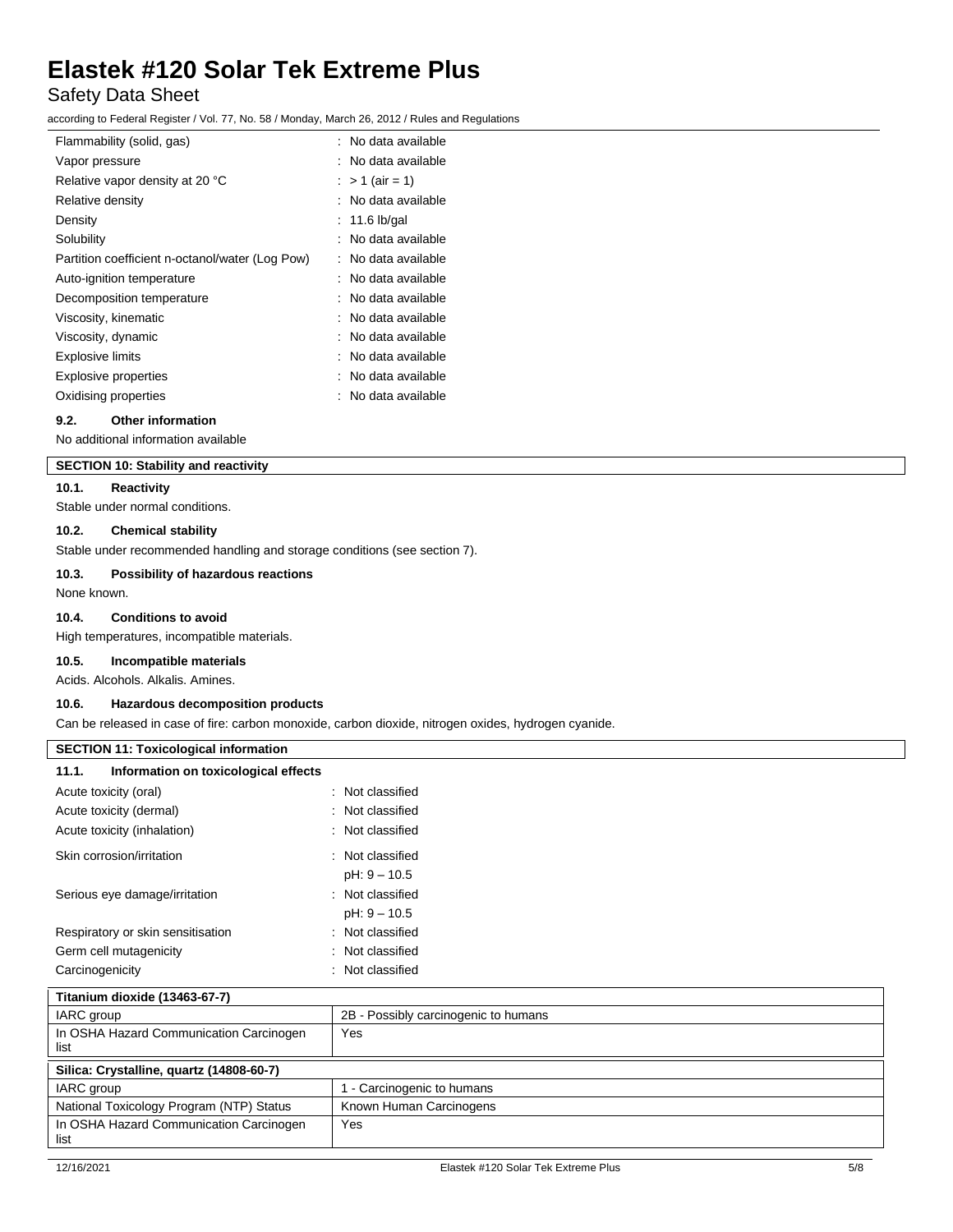| | |
|---|---|
| Flammability (solid, gas) | : No data available |
| Vapor pressure | : No data available |
| Relative vapor density at 20 °C | : > 1 (air = 1) |
| Relative density | : No data available |
| Density | : 11.6 lb/gal |
| Solubility | : No data available |
| Partition coefficient n-octanol/water (Log Pow) | : No data available |
| Auto-ignition temperature | : No data available |
| Decomposition temperature | : No data available |
| Viscosity, kinematic | : No data available |
| Viscosity, dynamic | : No data available |
| Explosive limits | : No data available |
| Explosive properties | : No data available |
| Oxidising properties | : No data available |

### 9.2. Other information

No additional information available

## SECTION 10: Stability and reactivity

### 10.1. Reactivity

Stable under normal conditions.

### 10.2. Chemical stability

Stable under recommended handling and storage conditions (see section 7).

### 10.3. Possibility of hazardous reactions

None known.

### 10.4. Conditions to avoid

High temperatures, incompatible materials.

### 10.5. Incompatible materials

Acids. Alcohols. Alkalis. Amines.

### 10.6. Hazardous decomposition products

Can be released in case of fire: carbon monoxide, carbon dioxide, nitrogen oxides, hydrogen cyanide.

## SECTION 11: Toxicological information

### 11.1. Information on toxicological effects

| | |
|---|---|
| Acute toxicity (oral) | : Not classified |
| Acute toxicity (dermal) | : Not classified |
| Acute toxicity (inhalation) | : Not classified |
| Skin corrosion/irritation | : Not classified<br>pH: 9 – 10.5 |
| Serious eye damage/irritation | : Not classified<br>pH: 9 – 10.5 |
| Respiratory or skin sensitisation | : Not classified |
| Germ cell mutagenicity | : Not classified |
| Carcinogenicity | : Not classified |

| Titanium dioxide (13463-67-7) | |
|---|---|
| IARC group | 2B - Possibly carcinogenic to humans |
| In OSHA Hazard Communication Carcinogen list | Yes |

| Silica: Crystalline, quartz (14808-60-7) | |
|---|---|
| IARC group | 1 - Carcinogenic to humans |
| National Toxicology Program (NTP) Status | Known Human Carcinogens |
| In OSHA Hazard Communication Carcinogen list | Yes |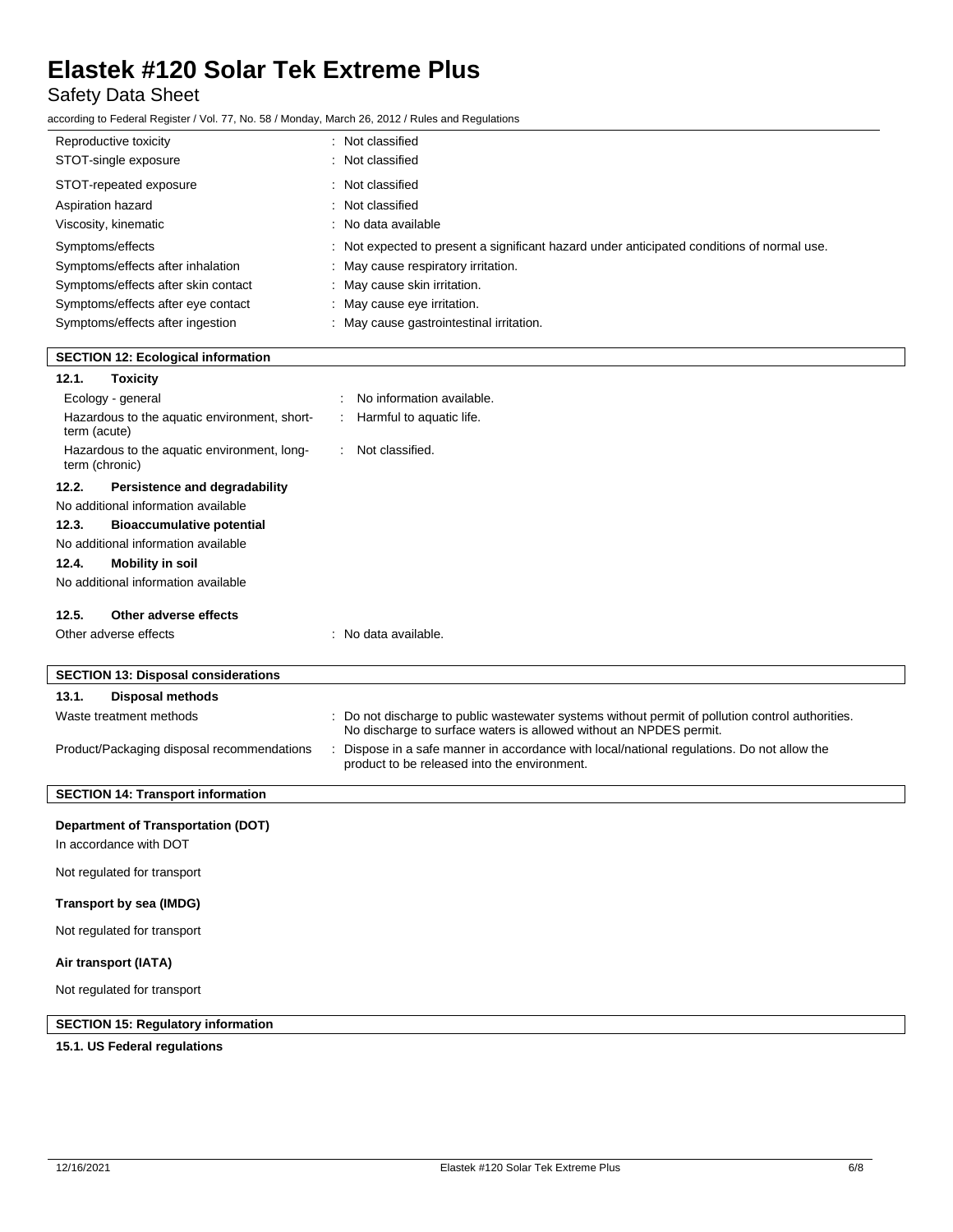| | |
|---|---|
| Reproductive toxicity | : Not classified |
| STOT-single exposure | : Not classified |
| STOT-repeated exposure | : Not classified |
| Aspiration hazard | : Not classified |
| Viscosity, kinematic | : No data available |
| Symptoms/effects | : Not expected to present a significant hazard under anticipated conditions of normal use. |
| Symptoms/effects after inhalation | : May cause respiratory irritation. |
| Symptoms/effects after skin contact | : May cause skin irritation. |
| Symptoms/effects after eye contact | : May cause eye irritation. |
| Symptoms/effects after ingestion | : May cause gastrointestinal irritation. |

## SECTION 12: Ecological information

### 12.1. Toxicity

| | |
|---|---|
| Ecology - general | : No information available. |
| Hazardous to the aquatic environment, short-term (acute) | : Harmful to aquatic life. |
| Hazardous to the aquatic environment, long-term (chronic) | : Not classified. |

### 12.2. Persistence and degradability

No additional information available

### 12.3. Bioaccumulative potential

No additional information available

### 12.4. Mobility in soil

No additional information available

### 12.5. Other adverse effects

| | |
|---|---|
| Other adverse effects | : No data available. |

## SECTION 13: Disposal considerations

### 13.1. Disposal methods

| | |
|---|---|
| Waste treatment methods | : Do not discharge to public wastewater systems without permit of pollution control authorities. No discharge to surface waters is allowed without an NPDES permit. |
| Product/Packaging disposal recommendations | : Dispose in a safe manner in accordance with local/national regulations. Do not allow the product to be released into the environment. |

## SECTION 14: Transport information

**Department of Transportation (DOT)**

In accordance with DOT

Not regulated for transport

**Transport by sea (IMDG)**

Not regulated for transport

**Air transport (IATA)**

Not regulated for transport

## SECTION 15: Regulatory information

**15.1. US Federal regulations**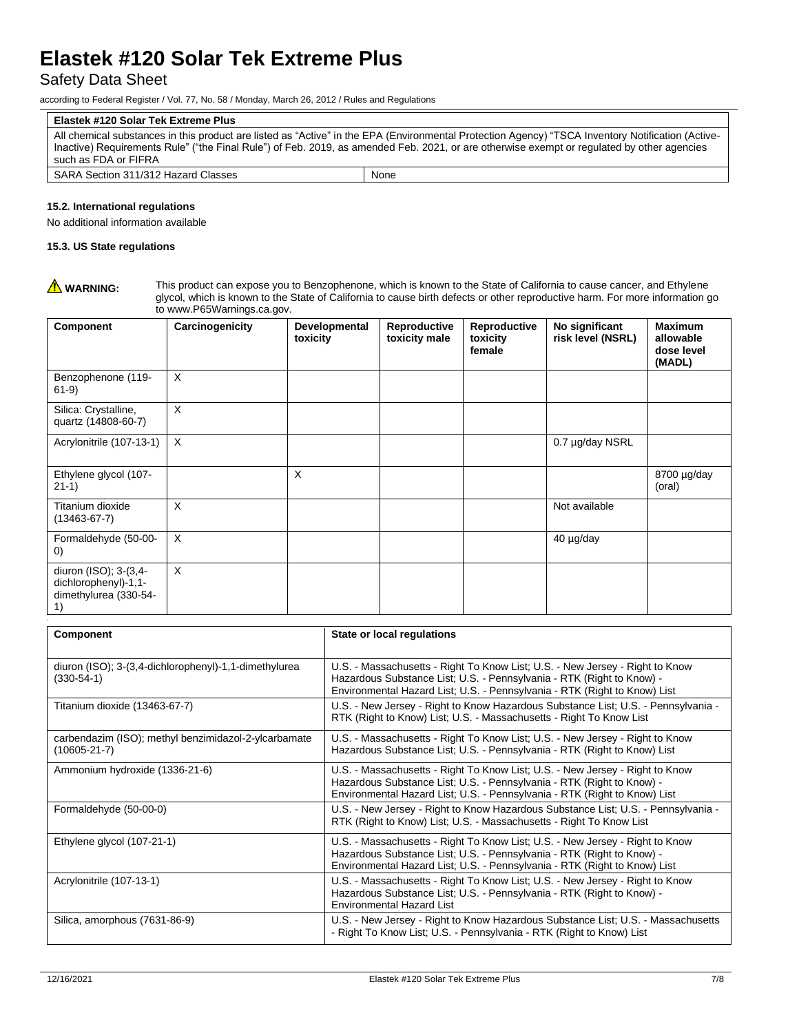| Elastek #120 Solar Tek Extreme Plus | |
|---|---|
| All chemical substances in this product are listed as "Active" in the EPA (Environmental Protection Agency) "TSCA Inventory Notification (Active-Inactive) Requirements Rule" ("the Final Rule") of Feb. 2019, as amended Feb. 2021, or are otherwise exempt or regulated by other agencies such as FDA or FIFRA | |
| SARA Section 311/312 Hazard Classes | None |

#### 15.2. International regulations

No additional information available

#### 15.3. US State regulations

⚠ **WARNING:** This product can expose you to Benzophenone, which is known to the State of California to cause cancer, and Ethylene glycol, which is known to the State of California to cause birth defects or other reproductive harm. For more information go to www.P65Warnings.ca.gov.

| Component | Carcinogenicity | Developmental toxicity | Reproductive toxicity male | Reproductive toxicity female | No significant risk level (NSRL) | Maximum allowable dose level (MADL) |
|---|---|---|---|---|---|---|
| Benzophenone (119-61-9) | X | | | | | |
| Silica: Crystalline, quartz (14808-60-7) | X | | | | | |
| Acrylonitrile (107-13-1) | X | | | | 0.7 µg/day NSRL | |
| Ethylene glycol (107-21-1) | | X | | | | 8700 µg/day (oral) |
| Titanium dioxide (13463-67-7) | X | | | | Not available | |
| Formaldehyde (50-00-0) | X | | | | 40 µg/day | |
| diuron (ISO); 3-(3,4-dichlorophenyl)-1,1-dimethylurea (330-54-1) | X | | | | | |

| Component | State or local regulations |
|---|---|
| diuron (ISO); 3-(3,4-dichlorophenyl)-1,1-dimethylurea (330-54-1) | U.S. - Massachusetts - Right To Know List; U.S. - New Jersey - Right to Know Hazardous Substance List; U.S. - Pennsylvania - RTK (Right to Know) - Environmental Hazard List; U.S. - Pennsylvania - RTK (Right to Know) List |
| Titanium dioxide (13463-67-7) | U.S. - New Jersey - Right to Know Hazardous Substance List; U.S. - Pennsylvania - RTK (Right to Know) List; U.S. - Massachusetts - Right To Know List |
| carbendazim (ISO); methyl benzimidazol-2-ylcarbamate (10605-21-7) | U.S. - Massachusetts - Right To Know List; U.S. - New Jersey - Right to Know Hazardous Substance List; U.S. - Pennsylvania - RTK (Right to Know) List |
| Ammonium hydroxide (1336-21-6) | U.S. - Massachusetts - Right To Know List; U.S. - New Jersey - Right to Know Hazardous Substance List; U.S. - Pennsylvania - RTK (Right to Know) - Environmental Hazard List; U.S. - Pennsylvania - RTK (Right to Know) List |
| Formaldehyde (50-00-0) | U.S. - New Jersey - Right to Know Hazardous Substance List; U.S. - Pennsylvania - RTK (Right to Know) List; U.S. - Massachusetts - Right To Know List |
| Ethylene glycol (107-21-1) | U.S. - Massachusetts - Right To Know List; U.S. - New Jersey - Right to Know Hazardous Substance List; U.S. - Pennsylvania - RTK (Right to Know) - Environmental Hazard List; U.S. - Pennsylvania - RTK (Right to Know) List |
| Acrylonitrile (107-13-1) | U.S. - Massachusetts - Right To Know List; U.S. - New Jersey - Right to Know Hazardous Substance List; U.S. - Pennsylvania - RTK (Right to Know) - Environmental Hazard List |
| Silica, amorphous (7631-86-9) | U.S. - New Jersey - Right to Know Hazardous Substance List; U.S. - Massachusetts - Right To Know List; U.S. - Pennsylvania - RTK (Right to Know) List |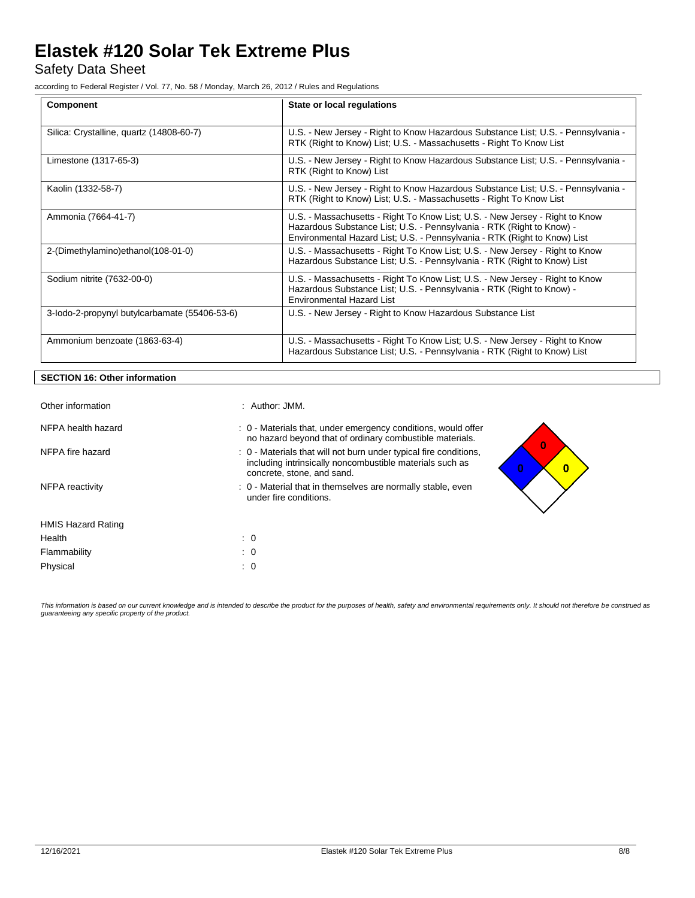| Component | State or local regulations |
|---|---|
| Silica: Crystalline, quartz (14808-60-7) | U.S. - New Jersey - Right to Know Hazardous Substance List; U.S. - Pennsylvania - RTK (Right to Know) List; U.S. - Massachusetts - Right To Know List |
| Limestone (1317-65-3) | U.S. - New Jersey - Right to Know Hazardous Substance List; U.S. - Pennsylvania - RTK (Right to Know) List |
| Kaolin (1332-58-7) | U.S. - New Jersey - Right to Know Hazardous Substance List; U.S. - Pennsylvania - RTK (Right to Know) List; U.S. - Massachusetts - Right To Know List |
| Ammonia (7664-41-7) | U.S. - Massachusetts - Right To Know List; U.S. - New Jersey - Right to Know Hazardous Substance List; U.S. - Pennsylvania - RTK (Right to Know) - Environmental Hazard List; U.S. - Pennsylvania - RTK (Right to Know) List |
| 2-(Dimethylamino)ethanol(108-01-0) | U.S. - Massachusetts - Right To Know List; U.S. - New Jersey - Right to Know Hazardous Substance List; U.S. - Pennsylvania - RTK (Right to Know) List |
| Sodium nitrite (7632-00-0) | U.S. - Massachusetts - Right To Know List; U.S. - New Jersey - Right to Know Hazardous Substance List; U.S. - Pennsylvania - RTK (Right to Know) - Environmental Hazard List |
| 3-Iodo-2-propynyl butylcarbamate (55406-53-6) | U.S. - New Jersey - Right to Know Hazardous Substance List |
| Ammonium benzoate (1863-63-4) | U.S. - Massachusetts - Right To Know List; U.S. - New Jersey - Right to Know Hazardous Substance List; U.S. - Pennsylvania - RTK (Right to Know) List |

## SECTION 16: Other information

Other information : Author: JMM.

NFPA health hazard : 0 - Materials that, under emergency conditions, would offer no hazard beyond that of ordinary combustible materials.

NFPA fire hazard : 0 - Materials that will not burn under typical fire conditions, including intrinsically noncombustible materials such as concrete, stone, and sand.

NFPA reactivity : 0 - Material that in themselves are normally stable, even under fire conditions.

0
0
0

HMIS Hazard Rating

Health : 0

Flammability : 0

Physical : 0

*This information is based on our current knowledge and is intended to describe the product for the purposes of health, safety and environmental requirements only. It should not therefore be construed as guaranteeing any specific property of the product.*